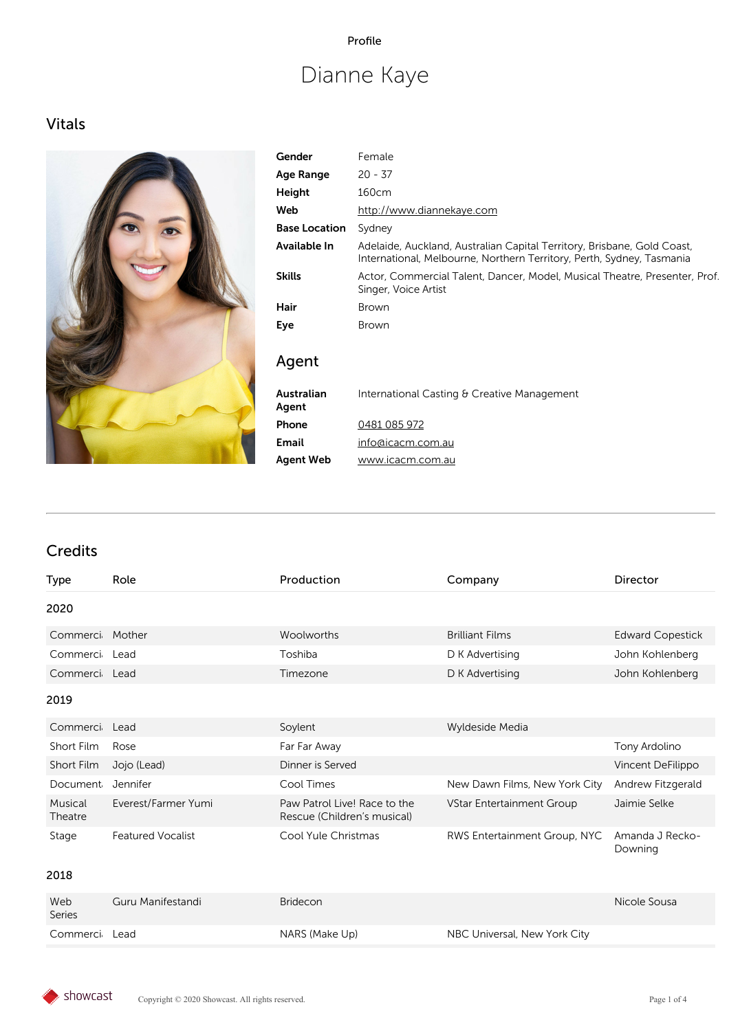Profile

# Dianne Kaye

## Vitals

| | |
|---|---|
| **Gender** | Female |
| **Age Range** | 20 - 37 |
| **Height** | 160cm |
| **Web** | http://www.diannekaye.com |
| **Base Location** | Sydney |
| **Available In** | Adelaide, Auckland, Australian Capital Territory, Brisbane, Gold Coast, International, Melbourne, Northern Territory, Perth, Sydney, Tasmania |
| **Skills** | Actor, Commercial Talent, Dancer, Model, Musical Theatre, Presenter, Prof. Singer, Voice Artist |
| **Hair** | Brown |
| **Eye** | Brown |

## Agent

| | |
|---|---|
| **Australian Agent** | International Casting & Creative Management |
| **Phone** | 0481 085 972 |
| **Email** | info@icacm.com.au |
| **Agent Web** | www.icacm.com.au |

## Credits

| Type | Role | Production | Company | Director |
|---|---|---|---|---|
| **2020** | | | | |
| Commerci | Mother | Woolworths | Brilliant Films | Edward Copestick |
| Commerci | Lead | Toshiba | D K Advertising | John Kohlenberg |
| Commerci | Lead | Timezone | D K Advertising | John Kohlenberg |
| **2019** | | | | |
| Commerci | Lead | Soylent | Wyldeside Media | |
| Short Film | Rose | Far Far Away | | Tony Ardolino |
| Short Film | Jojo (Lead) | Dinner is Served | | Vincent DeFilippo |
| Document | Jennifer | Cool Times | New Dawn Films, New York City | Andrew Fitzgerald |
| Musical Theatre | Everest/Farmer Yumi | Paw Patrol Live! Race to the Rescue (Children's musical) | VStar Entertainment Group | Jaimie Selke |
| Stage | Featured Vocalist | Cool Yule Christmas | RWS Entertainment Group, NYC | Amanda J Recko-Downing |
| **2018** | | | | |
| Web Series | Guru Manifestandi | Bridecon | | Nicole Sousa |
| Commerci | Lead | NARS (Make Up) | NBC Universal, New York City | |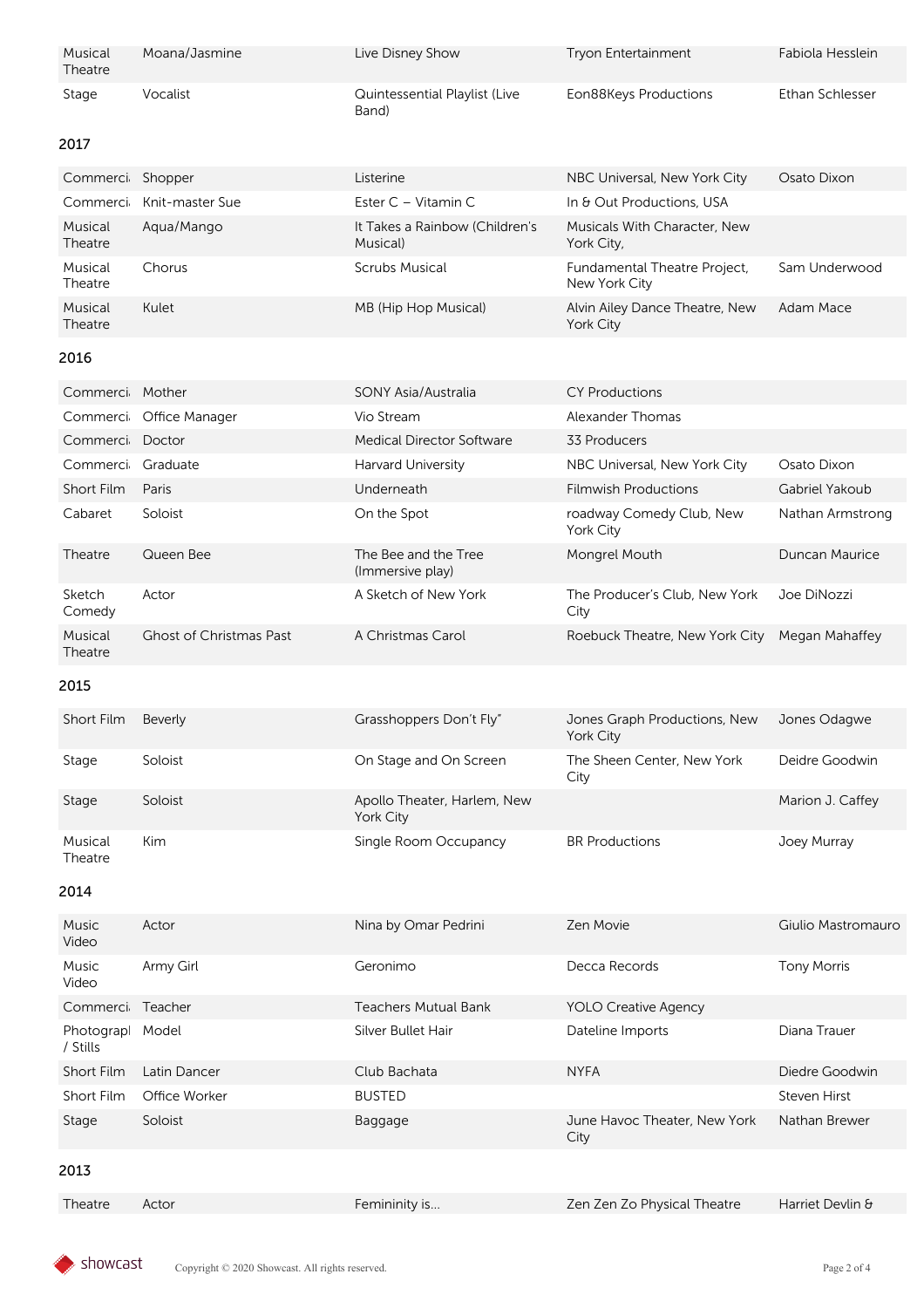| | | | | |
|---|---|---|---|---|
| Musical Theatre | Moana/Jasmine | Live Disney Show | Tryon Entertainment | Fabiola Hesslein |
| Stage | Vocalist | Quintessential Playlist (Live Band) | Eon88Keys Productions | Ethan Schlesser |

2017

| | | | | |
|---|---|---|---|---|
| Commerci | Shopper | Listerine | NBC Universal, New York City | Osato Dixon |
| Commerci | Knit-master Sue | Ester C – Vitamin C | In & Out Productions, USA | |
| Musical Theatre | Aqua/Mango | It Takes a Rainbow (Children's Musical) | Musicals With Character, New York City, | |
| Musical Theatre | Chorus | Scrubs Musical | Fundamental Theatre Project, New York City | Sam Underwood |
| Musical Theatre | Kulet | MB (Hip Hop Musical) | Alvin Ailey Dance Theatre, New York City | Adam Mace |

2016

| | | | | |
|---|---|---|---|---|
| Commerci | Mother | SONY Asia/Australia | CY Productions | |
| Commerci | Office Manager | Vio Stream | Alexander Thomas | |
| Commerci | Doctor | Medical Director Software | 33 Producers | |
| Commerci | Graduate | Harvard University | NBC Universal, New York City | Osato Dixon |
| Short Film | Paris | Underneath | Filmwish Productions | Gabriel Yakoub |
| Cabaret | Soloist | On the Spot | roadway Comedy Club, New York City | Nathan Armstrong |
| Theatre | Queen Bee | The Bee and the Tree (Immersive play) | Mongrel Mouth | Duncan Maurice |
| Sketch Comedy | Actor | A Sketch of New York | The Producer's Club, New York City | Joe DiNozzi |
| Musical Theatre | Ghost of Christmas Past | A Christmas Carol | Roebuck Theatre, New York City | Megan Mahaffey |

2015

| | | | | |
|---|---|---|---|---|
| Short Film | Beverly | Grasshoppers Don't Fly" | Jones Graph Productions, New York City | Jones Odagwe |
| Stage | Soloist | On Stage and On Screen | The Sheen Center, New York City | Deidre Goodwin |
| Stage | Soloist | Apollo Theater, Harlem, New York City | | Marion J. Caffey |
| Musical Theatre | Kim | Single Room Occupancy | BR Productions | Joey Murray |

2014

| | | | | |
|---|---|---|---|---|
| Music Video | Actor | Nina by Omar Pedrini | Zen Movie | Giulio Mastromauro |
| Music Video | Army Girl | Geronimo | Decca Records | Tony Morris |
| Commerci | Teacher | Teachers Mutual Bank | YOLO Creative Agency | |
| Photograpl / Stills | Model | Silver Bullet Hair | Dateline Imports | Diana Trauer |
| Short Film | Latin Dancer | Club Bachata | NYFA | Diedre Goodwin |
| Short Film | Office Worker | BUSTED | | Steven Hirst |
| Stage | Soloist | Baggage | June Havoc Theater, New York City | Nathan Brewer |

2013

| | | | | |
|---|---|---|---|---|
| Theatre | Actor | Femininity is... | Zen Zen Zo Physical Theatre | Harriet Devlin & |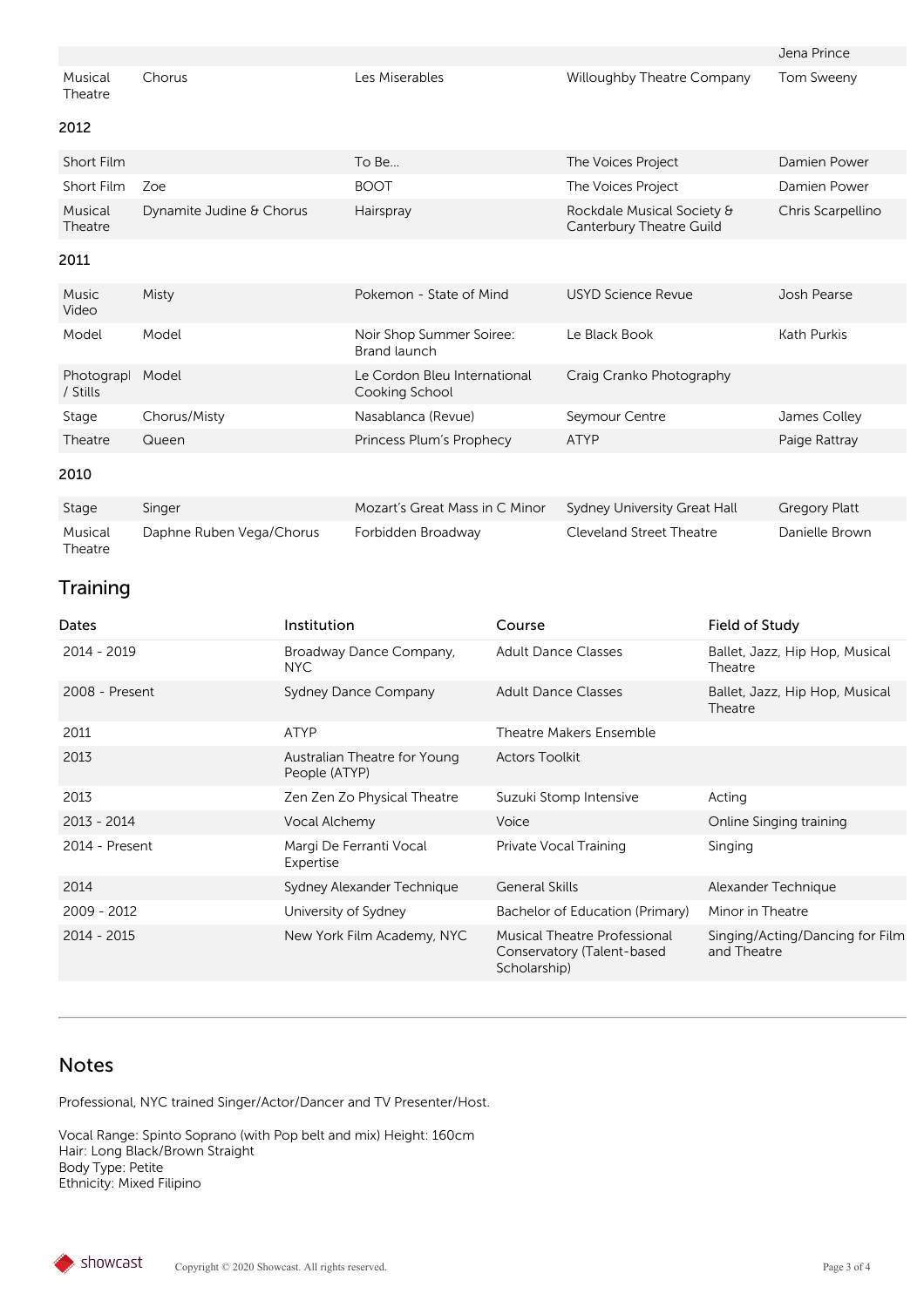| | | | | Jena Prince |
|---|---|---|---|---|
| Musical Theatre | Chorus | Les Miserables | Willoughby Theatre Company | Tom Sweeny |

2012

| | | | | |
|---|---|---|---|---|
| Short Film | | To Be... | The Voices Project | Damien Power |
| Short Film | Zoe | BOOT | The Voices Project | Damien Power |
| Musical Theatre | Dynamite Judine & Chorus | Hairspray | Rockdale Musical Society & Canterbury Theatre Guild | Chris Scarpellino |

2011

| | | | | |
|---|---|---|---|---|
| Music Video | Misty | Pokemon - State of Mind | USYD Science Revue | Josh Pearse |
| Model | Model | Noir Shop Summer Soiree: Brand launch | Le Black Book | Kath Purkis |
| Photograpl / Stills | Model | Le Cordon Bleu International Cooking School | Craig Cranko Photography | |
| Stage | Chorus/Misty | Nasablanca (Revue) | Seymour Centre | James Colley |
| Theatre | Queen | Princess Plum's Prophecy | ATYP | Paige Rattray |

2010

| | | | | |
|---|---|---|---|---|
| Stage | Singer | Mozart's Great Mass in C Minor | Sydney University Great Hall | Gregory Platt |
| Musical Theatre | Daphne Ruben Vega/Chorus | Forbidden Broadway | Cleveland Street Theatre | Danielle Brown |

## Training

| Dates | Institution | Course | Field of Study |
|---|---|---|---|
| 2014 - 2019 | Broadway Dance Company, NYC | Adult Dance Classes | Ballet, Jazz, Hip Hop, Musical Theatre |
| 2008 - Present | Sydney Dance Company | Adult Dance Classes | Ballet, Jazz, Hip Hop, Musical Theatre |
| 2011 | ATYP | Theatre Makers Ensemble | |
| 2013 | Australian Theatre for Young People (ATYP) | Actors Toolkit | |
| 2013 | Zen Zen Zo Physical Theatre | Suzuki Stomp Intensive | Acting |
| 2013 - 2014 | Vocal Alchemy | Voice | Online Singing training |
| 2014 - Present | Margi De Ferranti Vocal Expertise | Private Vocal Training | Singing |
| 2014 | Sydney Alexander Technique | General Skills | Alexander Technique |
| 2009 - 2012 | University of Sydney | Bachelor of Education (Primary) | Minor in Theatre |
| 2014 - 2015 | New York Film Academy, NYC | Musical Theatre Professional Conservatory (Talent-based Scholarship) | Singing/Acting/Dancing for Film and Theatre |

## Notes

Professional, NYC trained Singer/Actor/Dancer and TV Presenter/Host.

Vocal Range: Spinto Soprano (with Pop belt and mix) Height: 160cm
Hair: Long Black/Brown Straight
Body Type: Petite
Ethnicity: Mixed Filipino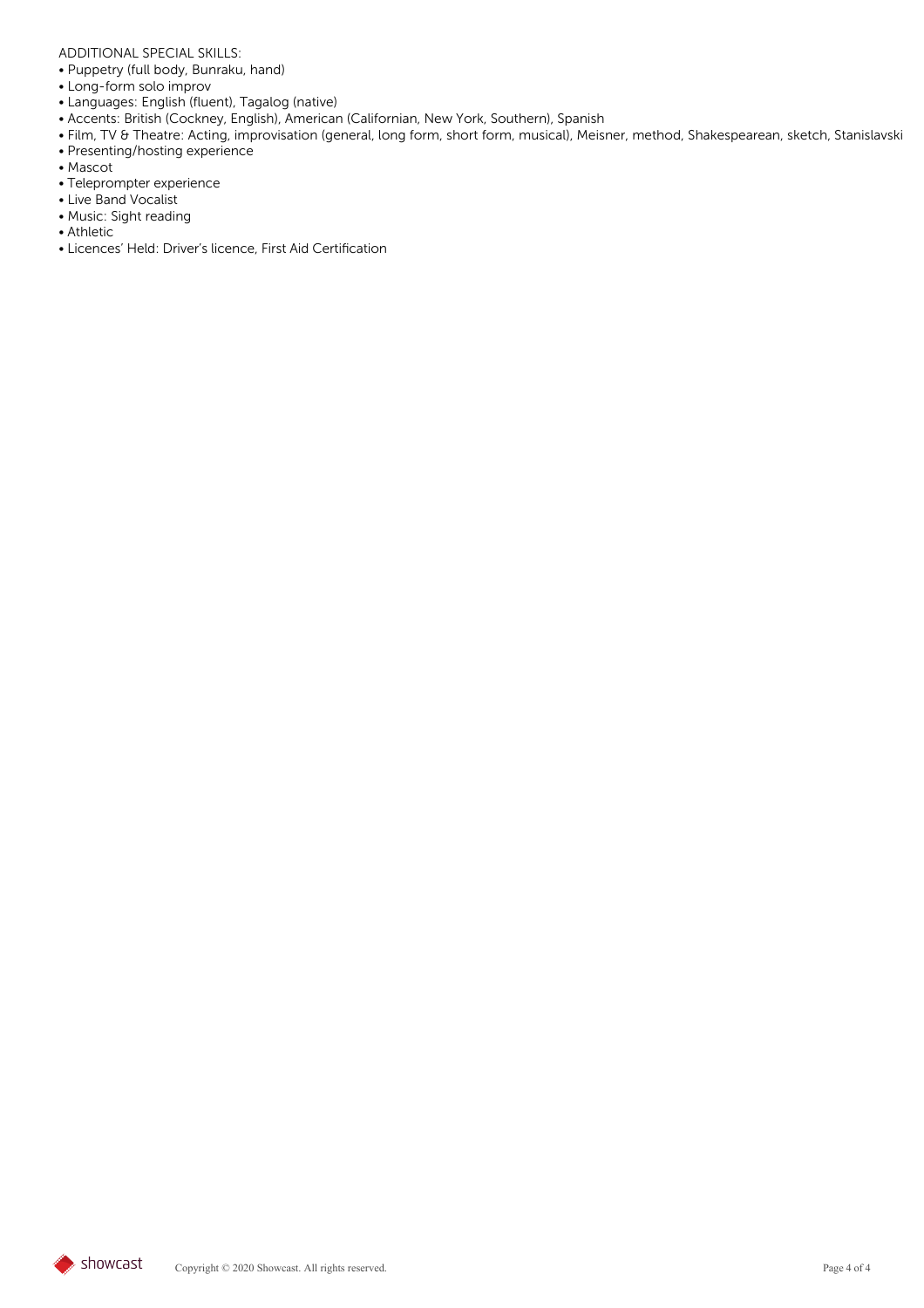ADDITIONAL SPECIAL SKILLS:

- Puppetry (full body, Bunraku, hand)
- Long-form solo improv
- Languages: English (fluent), Tagalog (native)
- Accents: British (Cockney, English), American (Californian, New York, Southern), Spanish
- Film, TV & Theatre: Acting, improvisation (general, long form, short form, musical), Meisner, method, Shakespearean, sketch, Stanislavski
- Presenting/hosting experience
- Mascot
- Teleprompter experience
- Live Band Vocalist
- Music: Sight reading
- Athletic
- Licences' Held: Driver's licence, First Aid Certification